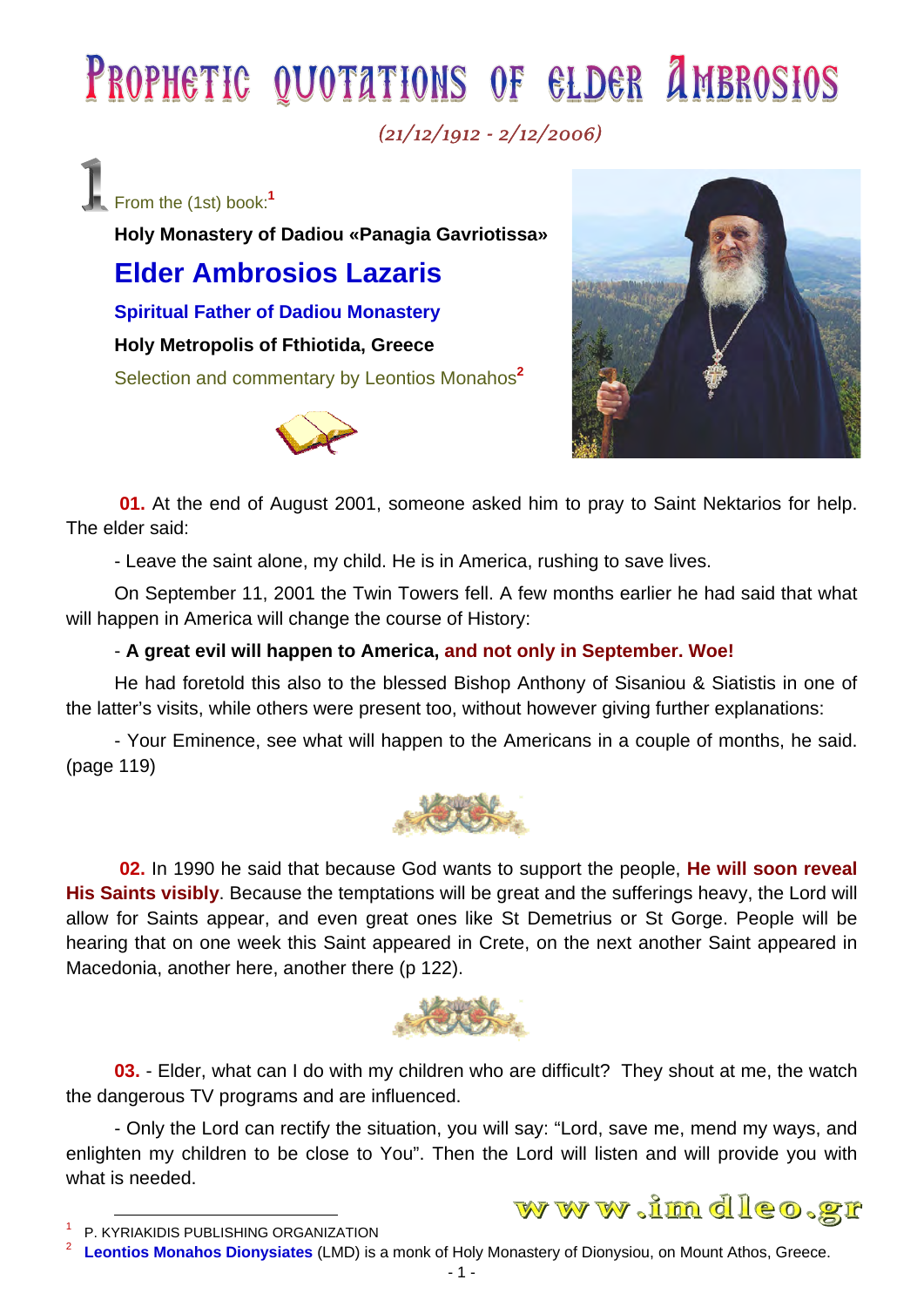# Prophetic quotations of elder Ambrosios

*(21/12/1912 - 2/12/2006)*

## 1 From the (1st) book:[1]

**Holy Monastery of Dadiou «Panagia Gavriotissa»**

## Elder Ambrosios Lazaris

**Spiritual Father of Dadiou Monastery**

**Holy Metropolis of Fthiotida, Greece**

Selection and commentary by Leontios Monahos[2]

**01.** At the end of August 2001, someone asked him to pray to Saint Nektarios for help. The elder said:

- Leave the saint alone, my child. He is in America, rushing to save lives.

On September 11, 2001 the Twin Towers fell. A few months earlier he had said that what will happen in America will change the course of History:

- **A great evil will happen to America, and not only in September. Woe!**

He had foretold this also to the blessed Bishop Anthony of Sisaniou & Siatistis in one of the latter's visits, while others were present too, without however giving further explanations:

- Your Eminence, see what will happen to the Americans in a couple of months, he said. (page 119)

**02.** In 1990 he said that because God wants to support the people, **He will soon reveal His Saints visibly**. Because the temptations will be great and the sufferings heavy, the Lord will allow for Saints appear, and even great ones like St Demetrius or St Gorge. People will be hearing that on one week this Saint appeared in Crete, on the next another Saint appeared in Macedonia, another here, another there (p 122).

**03.** - Elder, what can I do with my children who are difficult? They shout at me, the watch the dangerous TV programs and are influenced.

- Only the Lord can rectify the situation, you will say: "Lord, save me, mend my ways, and enlighten my children to be close to You". Then the Lord will listen and will provide you with what is needed.

www.imdleo.gr

---

[1] P. KYRIAKIDIS PUBLISHING ORGANIZATION

[2] **Leontios Monahos Dionysiates** (LMD) is a monk of Holy Monastery of Dionysiou, on Mount Athos, Greece.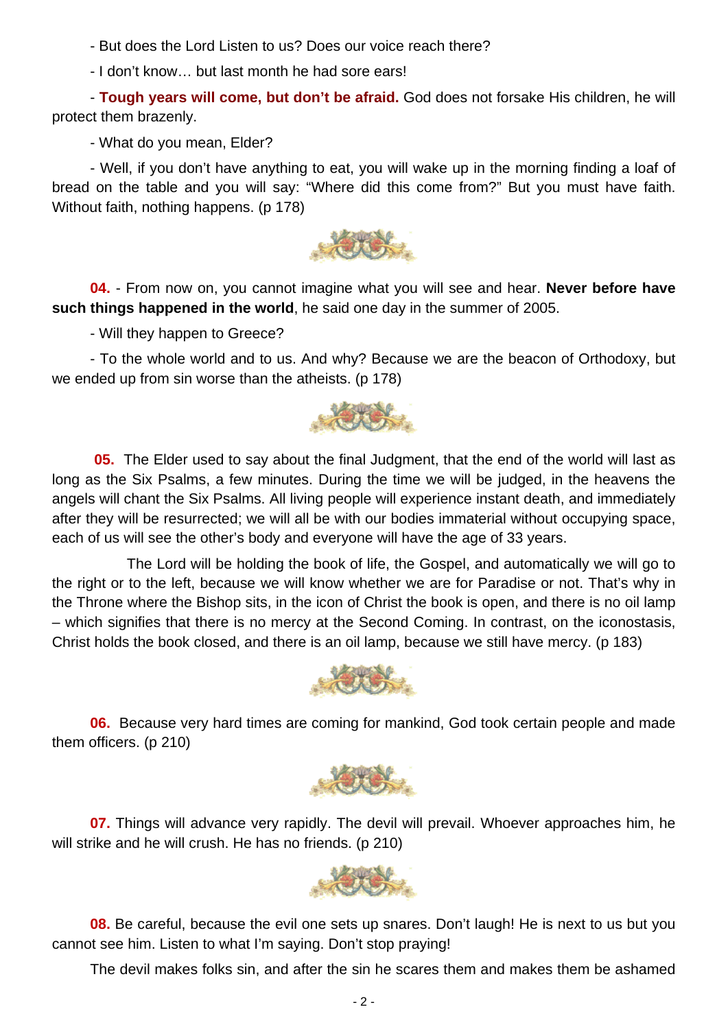- But does the Lord Listen to us? Does our voice reach there?

- I don't know… but last month he had sore ears!

- **Tough years will come, but don't be afraid.** God does not forsake His children, he will protect them brazenly.

- What do you mean, Elder?

- Well, if you don't have anything to eat, you will wake up in the morning finding a loaf of bread on the table and you will say: "Where did this come from?" But you must have faith. Without faith, nothing happens. (p 178)

**04.** - From now on, you cannot imagine what you will see and hear. **Never before have such things happened in the world**, he said one day in the summer of 2005.

- Will they happen to Greece?

- To the whole world and to us. And why? Because we are the beacon of Orthodoxy, but we ended up from sin worse than the atheists. (p 178)

**05.** The Elder used to say about the final Judgment, that the end of the world will last as long as the Six Psalms, a few minutes. During the time we will be judged, in the heavens the angels will chant the Six Psalms. All living people will experience instant death, and immediately after they will be resurrected; we will all be with our bodies immaterial without occupying space, each of us will see the other's body and everyone will have the age of 33 years.

The Lord will be holding the book of life, the Gospel, and automatically we will go to the right or to the left, because we will know whether we are for Paradise or not. That's why in the Throne where the Bishop sits, in the icon of Christ the book is open, and there is no oil lamp – which signifies that there is no mercy at the Second Coming. In contrast, on the iconostasis, Christ holds the book closed, and there is an oil lamp, because we still have mercy. (p 183)

**06.** Because very hard times are coming for mankind, God took certain people and made them officers. (p 210)

**07.** Things will advance very rapidly. The devil will prevail. Whoever approaches him, he will strike and he will crush. He has no friends. (p 210)

**08.** Be careful, because the evil one sets up snares. Don't laugh! He is next to us but you cannot see him. Listen to what I'm saying. Don't stop praying!

The devil makes folks sin, and after the sin he scares them and makes them be ashamed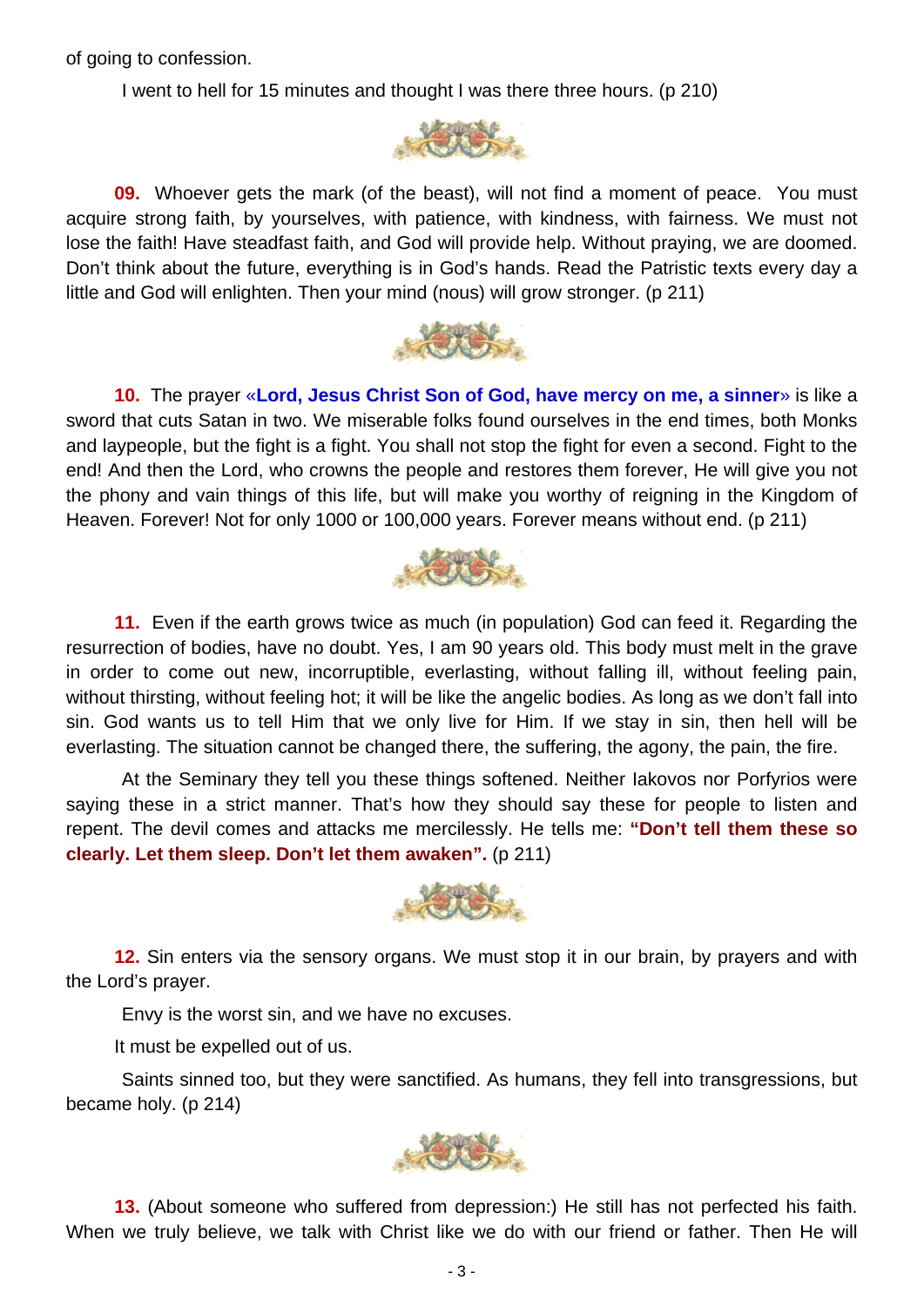of going to confession.

I went to hell for 15 minutes and thought I was there three hours. (p 210)

**09.** Whoever gets the mark (of the beast), will not find a moment of peace. You must acquire strong faith, by yourselves, with patience, with kindness, with fairness. We must not lose the faith! Have steadfast faith, and God will provide help. Without praying, we are doomed. Don't think about the future, everything is in God's hands. Read the Patristic texts every day a little and God will enlighten. Then your mind (nous) will grow stronger. (p 211)

**10.** The prayer «**Lord, Jesus Christ Son of God, have mercy on me, a sinner**» is like a sword that cuts Satan in two. We miserable folks found ourselves in the end times, both Monks and laypeople, but the fight is a fight. You shall not stop the fight for even a second. Fight to the end! And then the Lord, who crowns the people and restores them forever, He will give you not the phony and vain things of this life, but will make you worthy of reigning in the Kingdom of Heaven. Forever! Not for only 1000 or 100,000 years. Forever means without end. (p 211)

**11.** Even if the earth grows twice as much (in population) God can feed it. Regarding the resurrection of bodies, have no doubt. Yes, I am 90 years old. This body must melt in the grave in order to come out new, incorruptible, everlasting, without falling ill, without feeling pain, without thirsting, without feeling hot; it will be like the angelic bodies. As long as we don't fall into sin. God wants us to tell Him that we only live for Him. If we stay in sin, then hell will be everlasting. The situation cannot be changed there, the suffering, the agony, the pain, the fire.

At the Seminary they tell you these things softened. Neither Iakovos nor Porfyrios were saying these in a strict manner. That's how they should say these for people to listen and repent. The devil comes and attacks me mercilessly. He tells me: **"Don't tell them these so clearly. Let them sleep. Don't let them awaken".** (p 211)

**12.** Sin enters via the sensory organs. We must stop it in our brain, by prayers and with the Lord's prayer.

Envy is the worst sin, and we have no excuses.

It must be expelled out of us.

Saints sinned too, but they were sanctified. As humans, they fell into transgressions, but became holy. (p 214)

**13.** (About someone who suffered from depression:) He still has not perfected his faith. When we truly believe, we talk with Christ like we do with our friend or father. Then He will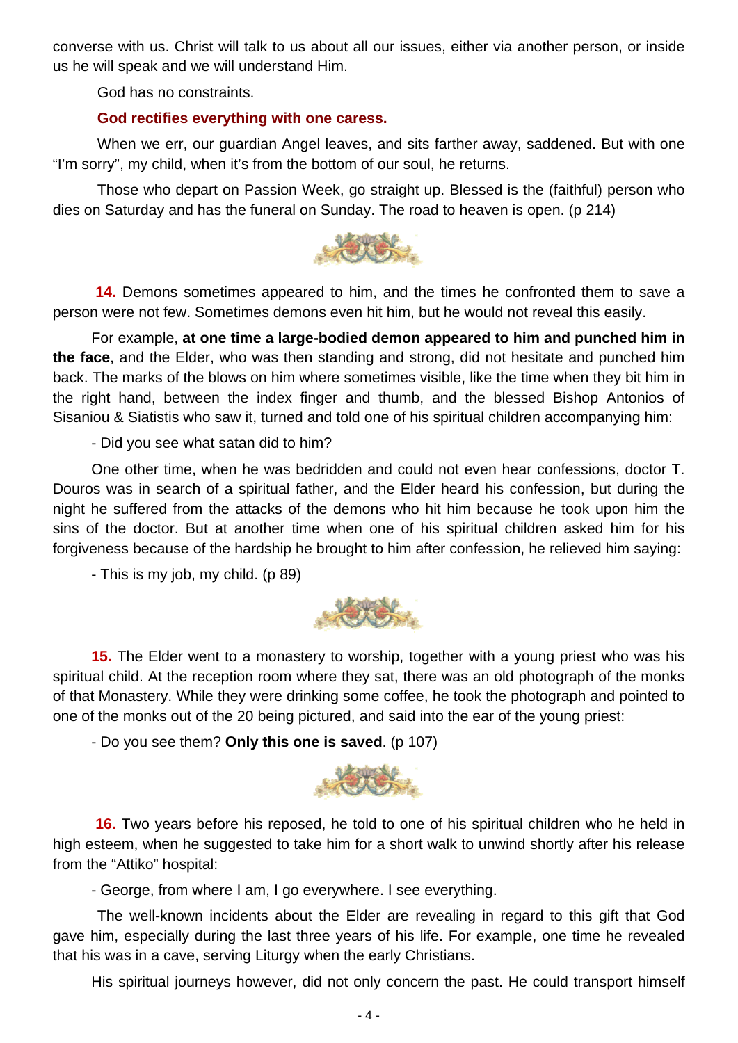converse with us. Christ will talk to us about all our issues, either via another person, or inside us he will speak and we will understand Him.

God has no constraints.

**God rectifies everything with one caress.**

When we err, our guardian Angel leaves, and sits farther away, saddened. But with one "I'm sorry", my child, when it's from the bottom of our soul, he returns.

Those who depart on Passion Week, go straight up. Blessed is the (faithful) person who dies on Saturday and has the funeral on Sunday. The road to heaven is open. (p 214)

**14.** Demons sometimes appeared to him, and the times he confronted them to save a person were not few. Sometimes demons even hit him, but he would not reveal this easily.

For example, **at one time a large-bodied demon appeared to him and punched him in the face**, and the Elder, who was then standing and strong, did not hesitate and punched him back. The marks of the blows on him where sometimes visible, like the time when they bit him in the right hand, between the index finger and thumb, and the blessed Bishop Antonios of Sisaniou & Siatistis who saw it, turned and told one of his spiritual children accompanying him:

- Did you see what satan did to him?

One other time, when he was bedridden and could not even hear confessions, doctor T. Douros was in search of a spiritual father, and the Elder heard his confession, but during the night he suffered from the attacks of the demons who hit him because he took upon him the sins of the doctor. But at another time when one of his spiritual children asked him for his forgiveness because of the hardship he brought to him after confession, he relieved him saying:

- This is my job, my child. (p 89)

**15.** The Elder went to a monastery to worship, together with a young priest who was his spiritual child. At the reception room where they sat, there was an old photograph of the monks of that Monastery. While they were drinking some coffee, he took the photograph and pointed to one of the monks out of the 20 being pictured, and said into the ear of the young priest:

- Do you see them? **Only this one is saved**. (p 107)

**16.** Two years before his reposed, he told to one of his spiritual children who he held in high esteem, when he suggested to take him for a short walk to unwind shortly after his release from the "Attiko" hospital:

- George, from where I am, I go everywhere. I see everything.

The well-known incidents about the Elder are revealing in regard to this gift that God gave him, especially during the last three years of his life. For example, one time he revealed that his was in a cave, serving Liturgy when the early Christians.

His spiritual journeys however, did not only concern the past. He could transport himself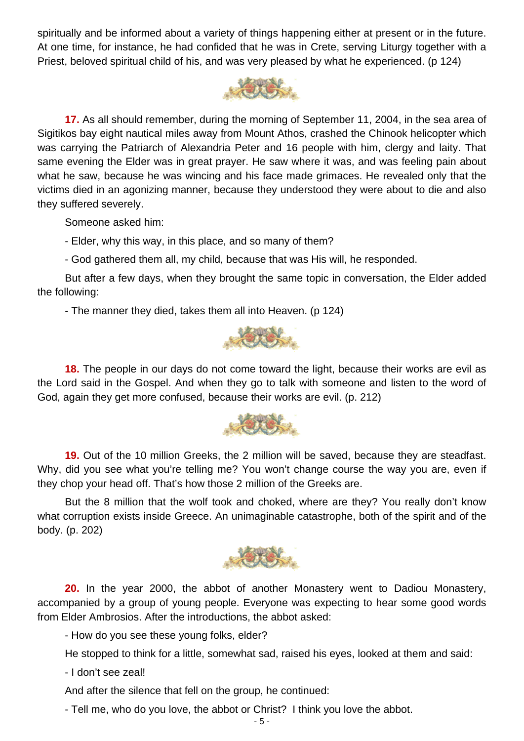spiritually and be informed about a variety of things happening either at present or in the future. At one time, for instance, he had confided that he was in Crete, serving Liturgy together with a Priest, beloved spiritual child of his, and was very pleased by what he experienced. (p 124)

**17.** As all should remember, during the morning of September 11, 2004, in the sea area of Sigitikos bay eight nautical miles away from Mount Athos, crashed the Chinook helicopter which was carrying the Patriarch of Alexandria Peter and 16 people with him, clergy and laity. That same evening the Elder was in great prayer. He saw where it was, and was feeling pain about what he saw, because he was wincing and his face made grimaces. He revealed only that the victims died in an agonizing manner, because they understood they were about to die and also they suffered severely.

Someone asked him:

- Elder, why this way, in this place, and so many of them?

- God gathered them all, my child, because that was His will, he responded.

But after a few days, when they brought the same topic in conversation, the Elder added the following:

- The manner they died, takes them all into Heaven. (p 124)

**18.** The people in our days do not come toward the light, because their works are evil as the Lord said in the Gospel. And when they go to talk with someone and listen to the word of God, again they get more confused, because their works are evil. (p. 212)

**19.** Out of the 10 million Greeks, the 2 million will be saved, because they are steadfast. Why, did you see what you're telling me? You won't change course the way you are, even if they chop your head off. That's how those 2 million of the Greeks are.

But the 8 million that the wolf took and choked, where are they? You really don't know what corruption exists inside Greece. An unimaginable catastrophe, both of the spirit and of the body. (p. 202)

**20.** In the year 2000, the abbot of another Monastery went to Dadiou Monastery, accompanied by a group of young people. Everyone was expecting to hear some good words from Elder Ambrosios. After the introductions, the abbot asked:

- How do you see these young folks, elder?

He stopped to think for a little, somewhat sad, raised his eyes, looked at them and said:

- I don't see zeal!

And after the silence that fell on the group, he continued:

- Tell me, who do you love, the abbot or Christ? I think you love the abbot.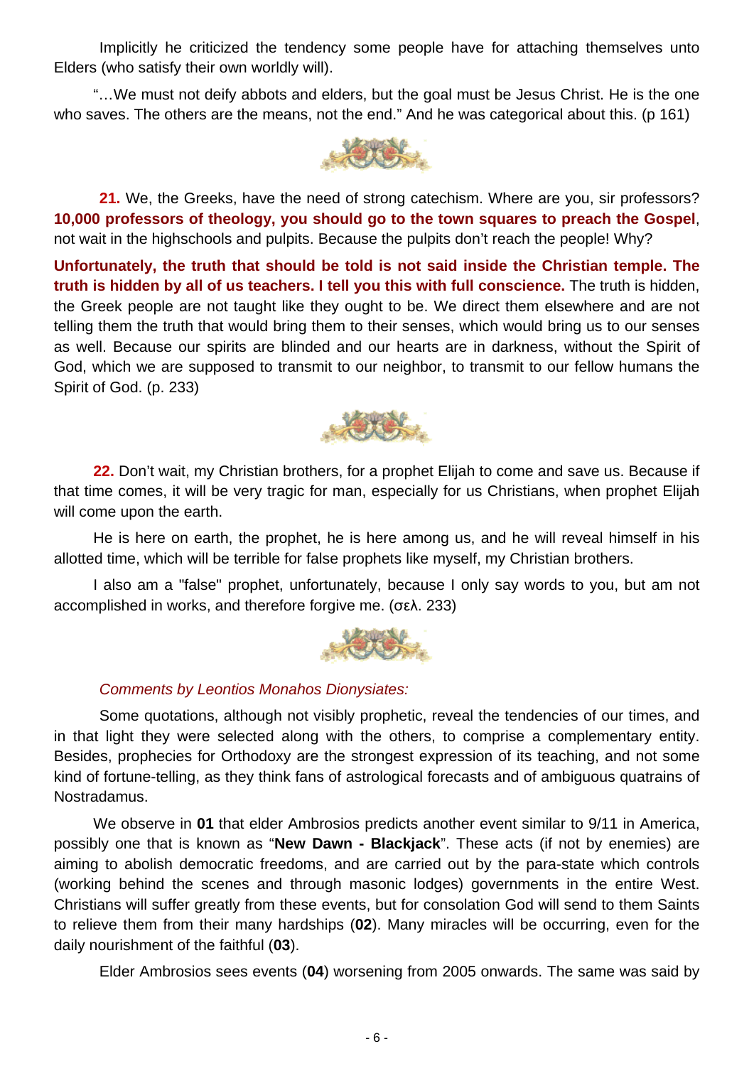Implicitly he criticized the tendency some people have for attaching themselves unto Elders (who satisfy their own worldly will).

"…We must not deify abbots and elders, but the goal must be Jesus Christ. He is the one who saves. The others are the means, not the end." And he was categorical about this. (p 161)

**21.** We, the Greeks, have the need of strong catechism. Where are you, sir professors? **10,000 professors of theology, you should go to the town squares to preach the Gospel**, not wait in the highschools and pulpits. Because the pulpits don't reach the people! Why?

**Unfortunately, the truth that should be told is not said inside the Christian temple. The truth is hidden by all of us teachers. I tell you this with full conscience.** The truth is hidden, the Greek people are not taught like they ought to be. We direct them elsewhere and are not telling them the truth that would bring them to their senses, which would bring us to our senses as well. Because our spirits are blinded and our hearts are in darkness, without the Spirit of God, which we are supposed to transmit to our neighbor, to transmit to our fellow humans the Spirit of God. (p. 233)

**22.** Don't wait, my Christian brothers, for a prophet Elijah to come and save us. Because if that time comes, it will be very tragic for man, especially for us Christians, when prophet Elijah will come upon the earth.

He is here on earth, the prophet, he is here among us, and he will reveal himself in his allotted time, which will be terrible for false prophets like myself, my Christian brothers.

I also am a "false" prophet, unfortunately, because I only say words to you, but am not accomplished in works, and therefore forgive me. (σελ. 233)

*Comments by Leontios Monahos Dionysiates:*

Some quotations, although not visibly prophetic, reveal the tendencies of our times, and in that light they were selected along with the others, to comprise a complementary entity. Besides, prophecies for Orthodoxy are the strongest expression of its teaching, and not some kind of fortune-telling, as they think fans of astrological forecasts and of ambiguous quatrains of Nostradamus.

We observe in **01** that elder Ambrosios predicts another event similar to 9/11 in America, possibly one that is known as "**New Dawn - Blackjack**". These acts (if not by enemies) are aiming to abolish democratic freedoms, and are carried out by the para-state which controls (working behind the scenes and through masonic lodges) governments in the entire West. Christians will suffer greatly from these events, but for consolation God will send to them Saints to relieve them from their many hardships (**02**). Many miracles will be occurring, even for the daily nourishment of the faithful (**03**).

Elder Ambrosios sees events (**04**) worsening from 2005 onwards. The same was said by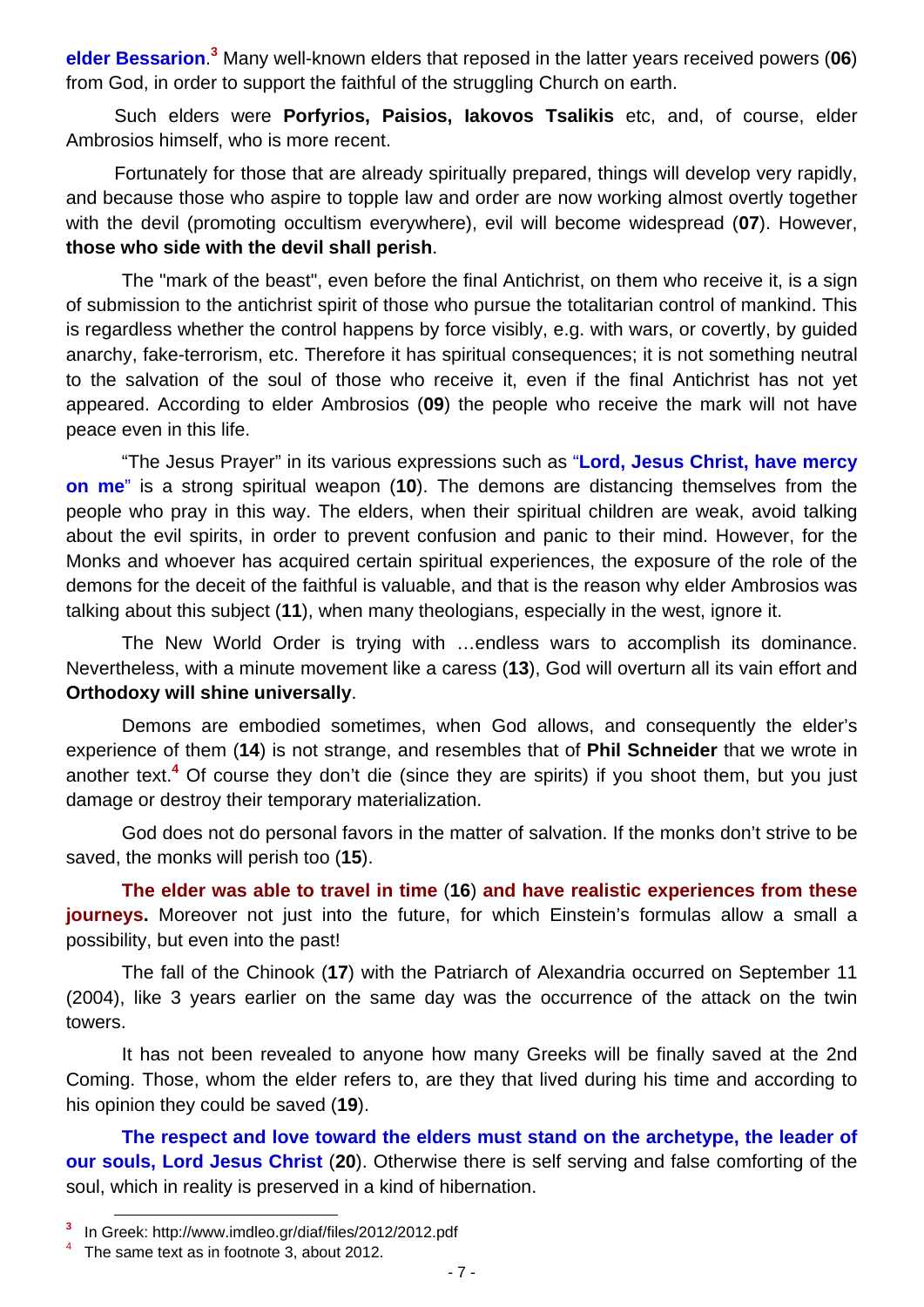**elder Bessarion**.[3] Many well-known elders that reposed in the latter years received powers (**06**) from God, in order to support the faithful of the struggling Church on earth.

Such elders were **Porfyrios, Paisios, Iakovos Tsalikis** etc, and, of course, elder Ambrosios himself, who is more recent.

Fortunately for those that are already spiritually prepared, things will develop very rapidly, and because those who aspire to topple law and order are now working almost overtly together with the devil (promoting occultism everywhere), evil will become widespread (**07**). However, **those who side with the devil shall perish**.

The "mark of the beast", even before the final Antichrist, on them who receive it, is a sign of submission to the antichrist spirit of those who pursue the totalitarian control of mankind. This is regardless whether the control happens by force visibly, e.g. with wars, or covertly, by guided anarchy, fake-terrorism, etc. Therefore it has spiritual consequences; it is not something neutral to the salvation of the soul of those who receive it, even if the final Antichrist has not yet appeared. According to elder Ambrosios (**09**) the people who receive the mark will not have peace even in this life.

"The Jesus Prayer" in its various expressions such as "**Lord, Jesus Christ, have mercy on me**" is a strong spiritual weapon (**10**). The demons are distancing themselves from the people who pray in this way. The elders, when their spiritual children are weak, avoid talking about the evil spirits, in order to prevent confusion and panic to their mind. However, for the Monks and whoever has acquired certain spiritual experiences, the exposure of the role of the demons for the deceit of the faithful is valuable, and that is the reason why elder Ambrosios was talking about this subject (**11**), when many theologians, especially in the west, ignore it.

The New World Order is trying with …endless wars to accomplish its dominance. Nevertheless, with a minute movement like a caress (**13**), God will overturn all its vain effort and **Orthodoxy will shine universally**.

Demons are embodied sometimes, when God allows, and consequently the elder's experience of them (**14**) is not strange, and resembles that of **Phil Schneider** that we wrote in another text.[4] Of course they don't die (since they are spirits) if you shoot them, but you just damage or destroy their temporary materialization.

God does not do personal favors in the matter of salvation. If the monks don't strive to be saved, the monks will perish too (**15**).

**The elder was able to travel in time** (**16**) **and have realistic experiences from these journeys.** Moreover not just into the future, for which Einstein's formulas allow a small a possibility, but even into the past!

The fall of the Chinook (**17**) with the Patriarch of Alexandria occurred on September 11 (2004), like 3 years earlier on the same day was the occurrence of the attack on the twin towers.

It has not been revealed to anyone how many Greeks will be finally saved at the 2nd Coming. Those, whom the elder refers to, are they that lived during his time and according to his opinion they could be saved (**19**).

**The respect and love toward the elders must stand on the archetype, the leader of our souls, Lord Jesus Christ** (**20**). Otherwise there is self serving and false comforting of the soul, which in reality is preserved in a kind of hibernation.

---

[3] In Greek: http://www.imdleo.gr/diaf/files/2012/2012.pdf

[4] The same text as in footnote 3, about 2012.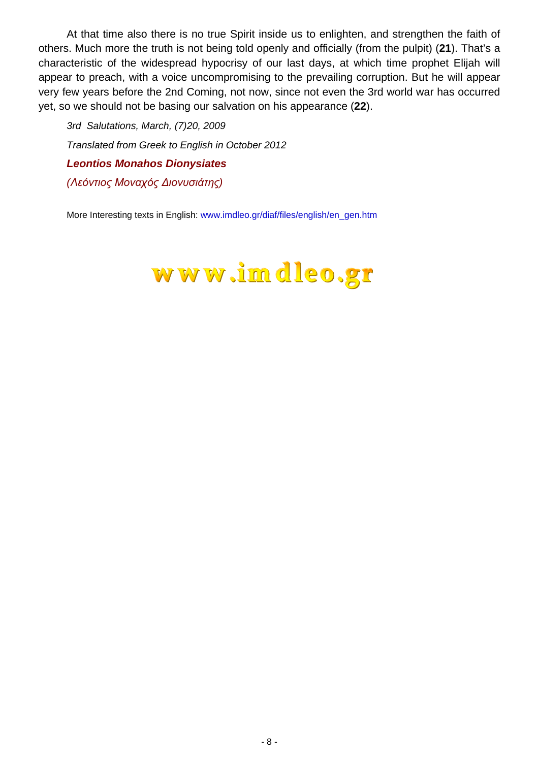At that time also there is no true Spirit inside us to enlighten, and strengthen the faith of others. Much more the truth is not being told openly and officially (from the pulpit) (**21**). That's a characteristic of the widespread hypocrisy of our last days, at which time prophet Elijah will appear to preach, with a voice uncompromising to the prevailing corruption. But he will appear very few years before the 2nd Coming, not now, since not even the 3rd world war has occurred yet, so we should not be basing our salvation on his appearance (**22**).

*3rd Salutations, March, (7)20, 2009*

*Translated from Greek to English in October 2012*

***Leontios Monahos Dionysiates***

*(Λεόντιος Μοναχός Διονυσιάτης)*

More Interesting texts in English: www.imdleo.gr/diaf/files/english/en_gen.htm

www.imdleo.gr